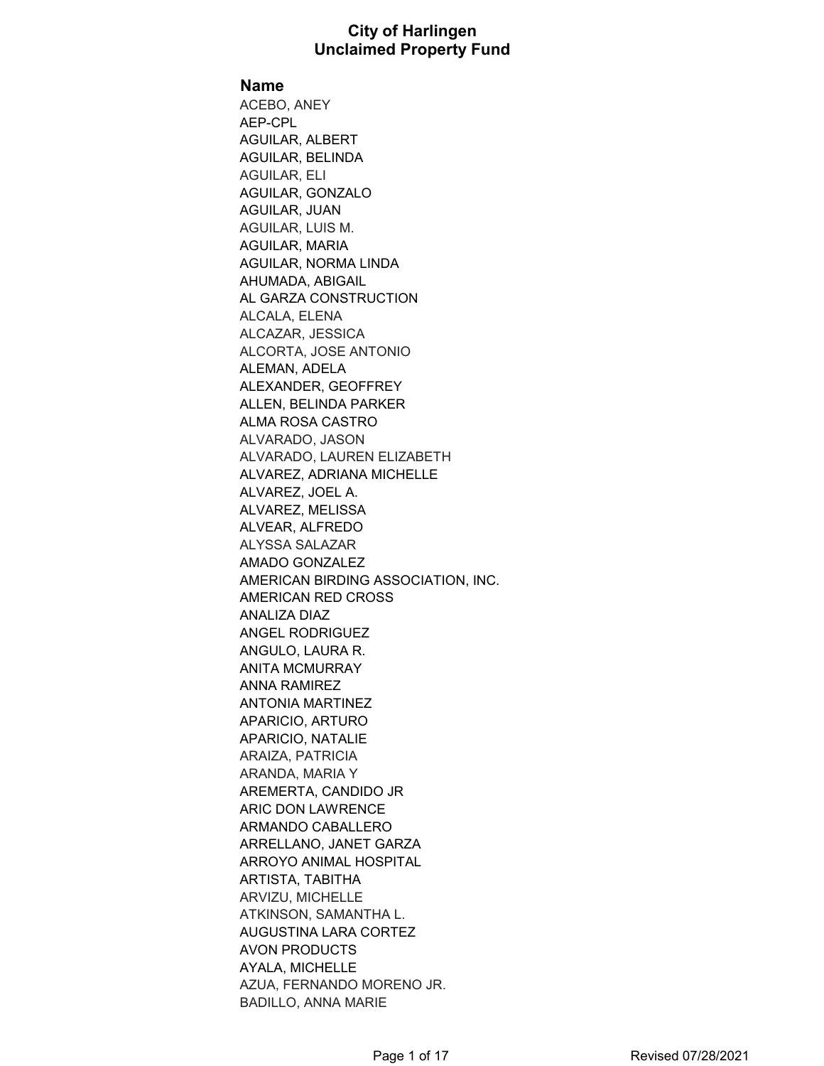# City of Harlingen
# Unclaimed Property Fund

**Name**

ACEBO, ANEY
AEP-CPL
AGUILAR, ALBERT
AGUILAR, BELINDA
AGUILAR, ELI
AGUILAR, GONZALO
AGUILAR, JUAN
AGUILAR, LUIS M.
AGUILAR, MARIA
AGUILAR, NORMA LINDA
AHUMADA, ABIGAIL
AL GARZA CONSTRUCTION
ALCALA, ELENA
ALCAZAR, JESSICA
ALCORTA, JOSE ANTONIO
ALEMAN, ADELA
ALEXANDER, GEOFFREY
ALLEN, BELINDA PARKER
ALMA ROSA CASTRO
ALVARADO, JASON
ALVARADO, LAUREN ELIZABETH
ALVAREZ, ADRIANA MICHELLE
ALVAREZ, JOEL A.
ALVAREZ, MELISSA
ALVEAR, ALFREDO
ALYSSA SALAZAR
AMADO GONZALEZ
AMERICAN BIRDING ASSOCIATION, INC.
AMERICAN RED CROSS
ANALIZA DIAZ
ANGEL RODRIGUEZ
ANGULO, LAURA R.
ANITA MCMURRAY
ANNA RAMIREZ
ANTONIA MARTINEZ
APARICIO, ARTURO
APARICIO, NATALIE
ARAIZA, PATRICIA
ARANDA, MARIA Y
AREMERTA, CANDIDO JR
ARIC DON LAWRENCE
ARMANDO CABALLERO
ARRELLANO, JANET GARZA
ARROYO ANIMAL HOSPITAL
ARTISTA, TABITHA
ARVIZU, MICHELLE
ATKINSON, SAMANTHA L.
AUGUSTINA LARA CORTEZ
AVON PRODUCTS
AYALA, MICHELLE
AZUA, FERNANDO MORENO JR.
BADILLO, ANNA MARIE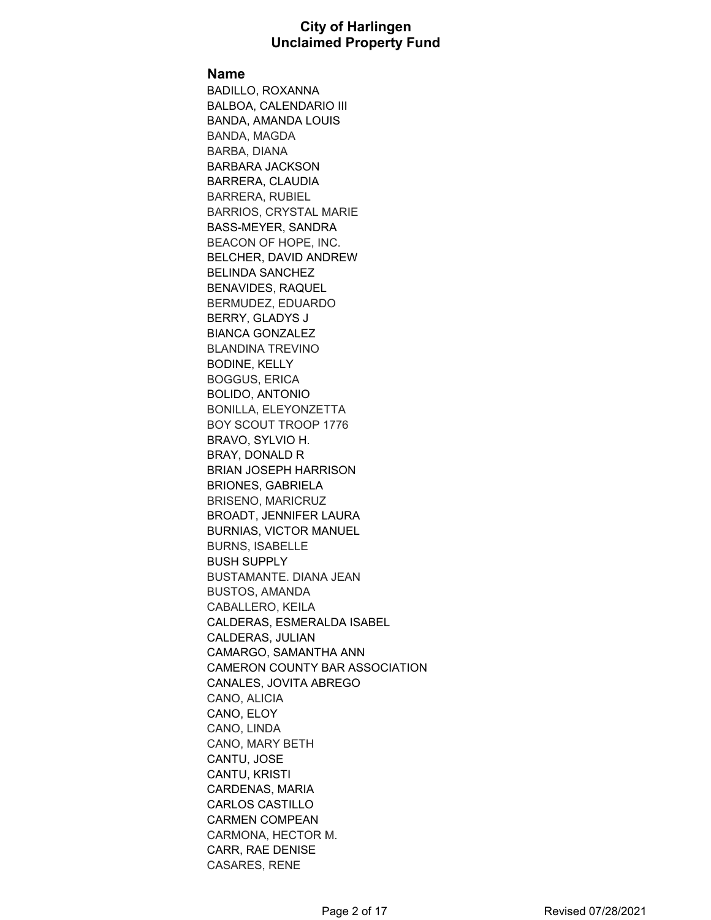# City of Harlingen
# Unclaimed Property Fund

| Name |
| --- |
| BADILLO, ROXANNA |
| BALBOA, CALENDARIO III |
| BANDA, AMANDA LOUIS |
| BANDA, MAGDA |
| BARBA, DIANA |
| BARBARA JACKSON |
| BARRERA, CLAUDIA |
| BARRERA, RUBIEL |
| BARRIOS, CRYSTAL MARIE |
| BASS-MEYER, SANDRA |
| BEACON OF HOPE, INC. |
| BELCHER, DAVID ANDREW |
| BELINDA SANCHEZ |
| BENAVIDES, RAQUEL |
| BERMUDEZ, EDUARDO |
| BERRY, GLADYS J |
| BIANCA GONZALEZ |
| BLANDINA TREVINO |
| BODINE, KELLY |
| BOGGUS, ERICA |
| BOLIDO, ANTONIO |
| BONILLA, ELEYONZETTA |
| BOY SCOUT TROOP 1776 |
| BRAVO, SYLVIO H. |
| BRAY, DONALD R |
| BRIAN JOSEPH HARRISON |
| BRIONES, GABRIELA |
| BRISENO, MARICRUZ |
| BROADT, JENNIFER LAURA |
| BURNIAS, VICTOR MANUEL |
| BURNS, ISABELLE |
| BUSH SUPPLY |
| BUSTAMANTE. DIANA JEAN |
| BUSTOS, AMANDA |
| CABALLERO, KEILA |
| CALDERAS, ESMERALDA ISABEL |
| CALDERAS, JULIAN |
| CAMARGO, SAMANTHA ANN |
| CAMERON COUNTY BAR ASSOCIATION |
| CANALES, JOVITA ABREGO |
| CANO, ALICIA |
| CANO, ELOY |
| CANO, LINDA |
| CANO, MARY BETH |
| CANTU, JOSE |
| CANTU, KRISTI |
| CARDENAS, MARIA |
| CARLOS CASTILLO |
| CARMEN COMPEAN |
| CARMONA, HECTOR M. |
| CARR, RAE DENISE |
| CASARES, RENE |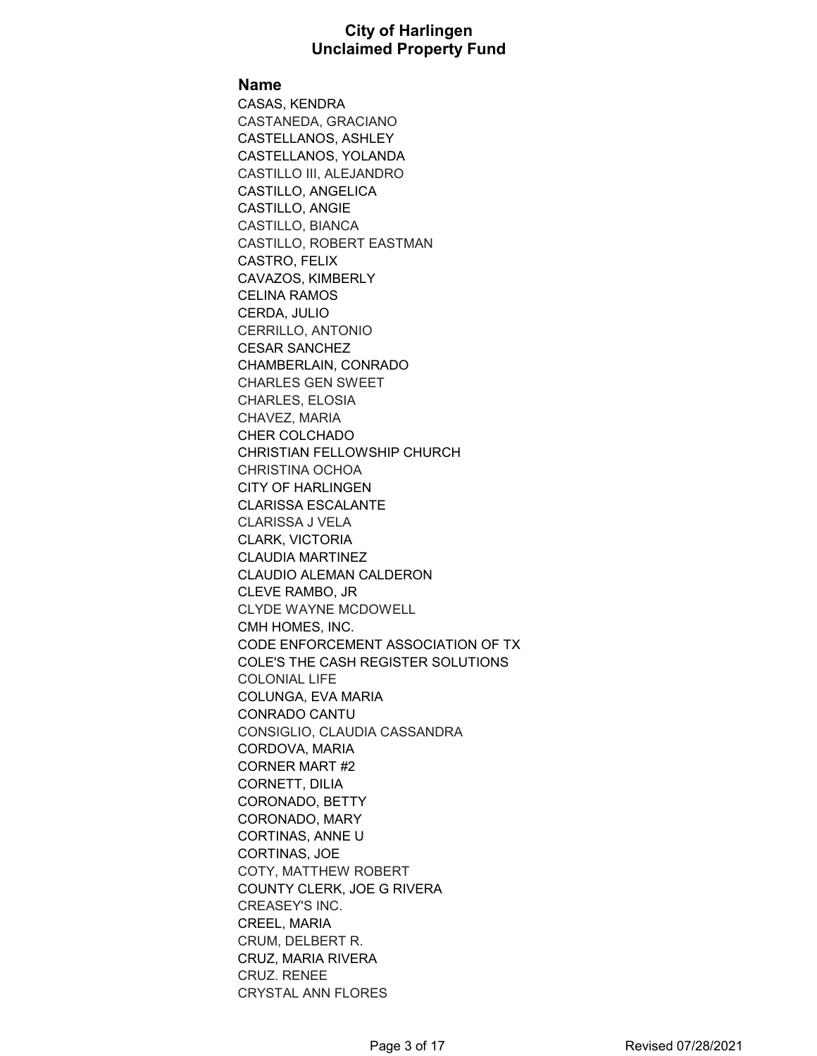# City of Harlingen
# Unclaimed Property Fund

**Name**

CASAS, KENDRA
CASTANEDA, GRACIANO
CASTELLANOS, ASHLEY
CASTELLANOS, YOLANDA
CASTILLO III, ALEJANDRO
CASTILLO, ANGELICA
CASTILLO, ANGIE
CASTILLO, BIANCA
CASTILLO, ROBERT EASTMAN
CASTRO, FELIX
CAVAZOS, KIMBERLY
CELINA RAMOS
CERDA, JULIO
CERRILLO, ANTONIO
CESAR SANCHEZ
CHAMBERLAIN, CONRADO
CHARLES GEN SWEET
CHARLES, ELOSIA
CHAVEZ, MARIA
CHER COLCHADO
CHRISTIAN FELLOWSHIP CHURCH
CHRISTINA OCHOA
CITY OF HARLINGEN
CLARISSA ESCALANTE
CLARISSA J VELA
CLARK, VICTORIA
CLAUDIA MARTINEZ
CLAUDIO ALEMAN CALDERON
CLEVE RAMBO, JR
CLYDE WAYNE MCDOWELL
CMH HOMES, INC.
CODE ENFORCEMENT ASSOCIATION OF TX
COLE'S THE CASH REGISTER SOLUTIONS
COLONIAL LIFE
COLUNGA, EVA MARIA
CONRADO CANTU
CONSIGLIO, CLAUDIA CASSANDRA
CORDOVA, MARIA
CORNER MART #2
CORNETT, DILIA
CORONADO, BETTY
CORONADO, MARY
CORTINAS, ANNE U
CORTINAS, JOE
COTY, MATTHEW ROBERT
COUNTY CLERK, JOE G RIVERA
CREASEY'S INC.
CREEL, MARIA
CRUM, DELBERT R.
CRUZ, MARIA RIVERA
CRUZ. RENEE
CRYSTAL ANN FLORES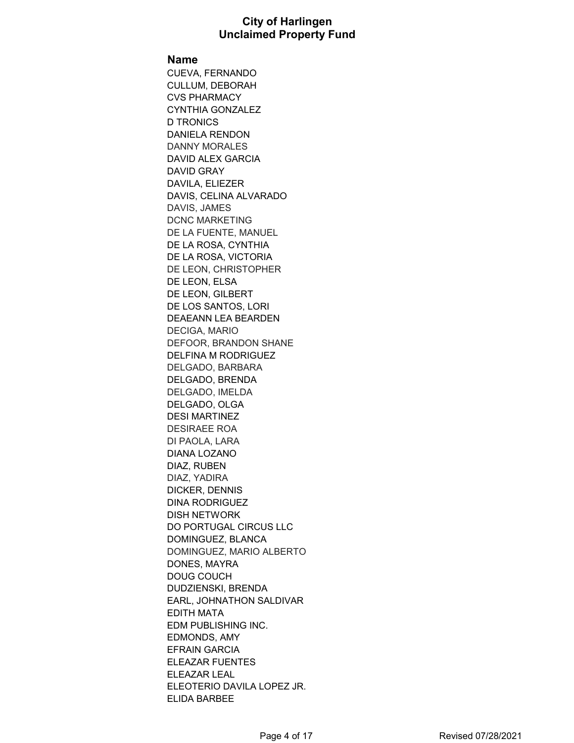## City of Harlingen
## Unclaimed Property Fund

| Name |
| --- |
| CUEVA, FERNANDO |
| CULLUM, DEBORAH |
| CVS PHARMACY |
| CYNTHIA GONZALEZ |
| D TRONICS |
| DANIELA RENDON |
| DANNY MORALES |
| DAVID ALEX GARCIA |
| DAVID GRAY |
| DAVILA, ELIEZER |
| DAVIS, CELINA ALVARADO |
| DAVIS, JAMES |
| DCNC MARKETING |
| DE LA FUENTE, MANUEL |
| DE LA ROSA, CYNTHIA |
| DE LA ROSA, VICTORIA |
| DE LEON, CHRISTOPHER |
| DE LEON, ELSA |
| DE LEON, GILBERT |
| DE LOS SANTOS, LORI |
| DEAEANN LEA BEARDEN |
| DECIGA, MARIO |
| DEFOOR, BRANDON SHANE |
| DELFINA M RODRIGUEZ |
| DELGADO, BARBARA |
| DELGADO, BRENDA |
| DELGADO, IMELDA |
| DELGADO, OLGA |
| DESI MARTINEZ |
| DESIRAEE ROA |
| DI PAOLA, LARA |
| DIANA LOZANO |
| DIAZ, RUBEN |
| DIAZ, YADIRA |
| DICKER, DENNIS |
| DINA RODRIGUEZ |
| DISH NETWORK |
| DO PORTUGAL CIRCUS LLC |
| DOMINGUEZ, BLANCA |
| DOMINGUEZ, MARIO ALBERTO |
| DONES, MAYRA |
| DOUG COUCH |
| DUDZIENSKI, BRENDA |
| EARL, JOHNATHON SALDIVAR |
| EDITH MATA |
| EDM PUBLISHING INC. |
| EDMONDS, AMY |
| EFRAIN GARCIA |
| ELEAZAR FUENTES |
| ELEAZAR LEAL |
| ELEOTERIO DAVILA LOPEZ JR. |
| ELIDA BARBEE |

Revised 07/28/2021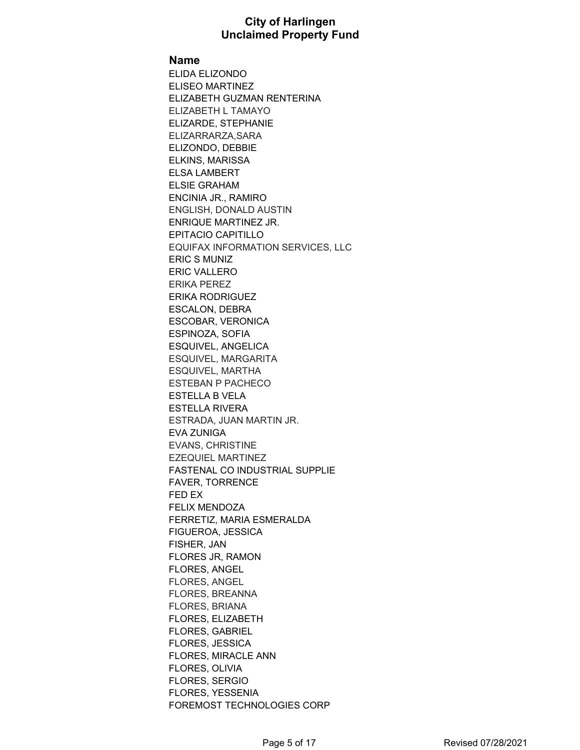# City of Harlingen
# Unclaimed Property Fund

| Name |
|---|
| ELIDA ELIZONDO |
| ELISEO MARTINEZ |
| ELIZABETH GUZMAN RENTERINA |
| ELIZABETH L TAMAYO |
| ELIZARDE, STEPHANIE |
| ELIZARRARZA,SARA |
| ELIZONDO, DEBBIE |
| ELKINS, MARISSA |
| ELSA LAMBERT |
| ELSIE GRAHAM |
| ENCINIA JR., RAMIRO |
| ENGLISH, DONALD AUSTIN |
| ENRIQUE MARTINEZ JR. |
| EPITACIO CAPITILLO |
| EQUIFAX INFORMATION SERVICES, LLC |
| ERIC S MUNIZ |
| ERIC VALLERO |
| ERIKA PEREZ |
| ERIKA RODRIGUEZ |
| ESCALON, DEBRA |
| ESCOBAR, VERONICA |
| ESPINOZA, SOFIA |
| ESQUIVEL, ANGELICA |
| ESQUIVEL, MARGARITA |
| ESQUIVEL, MARTHA |
| ESTEBAN P PACHECO |
| ESTELLA B VELA |
| ESTELLA RIVERA |
| ESTRADA, JUAN MARTIN JR. |
| EVA ZUNIGA |
| EVANS, CHRISTINE |
| EZEQUIEL MARTINEZ |
| FASTENAL CO INDUSTRIAL SUPPLIE |
| FAVER, TORRENCE |
| FED EX |
| FELIX MENDOZA |
| FERRETIZ, MARIA ESMERALDA |
| FIGUEROA, JESSICA |
| FISHER, JAN |
| FLORES JR, RAMON |
| FLORES, ANGEL |
| FLORES, ANGEL |
| FLORES, BREANNA |
| FLORES, BRIANA |
| FLORES, ELIZABETH |
| FLORES, GABRIEL |
| FLORES, JESSICA |
| FLORES, MIRACLE ANN |
| FLORES, OLIVIA |
| FLORES, SERGIO |
| FLORES, YESSENIA |
| FOREMOST TECHNOLOGIES CORP |

Revised 07/28/2021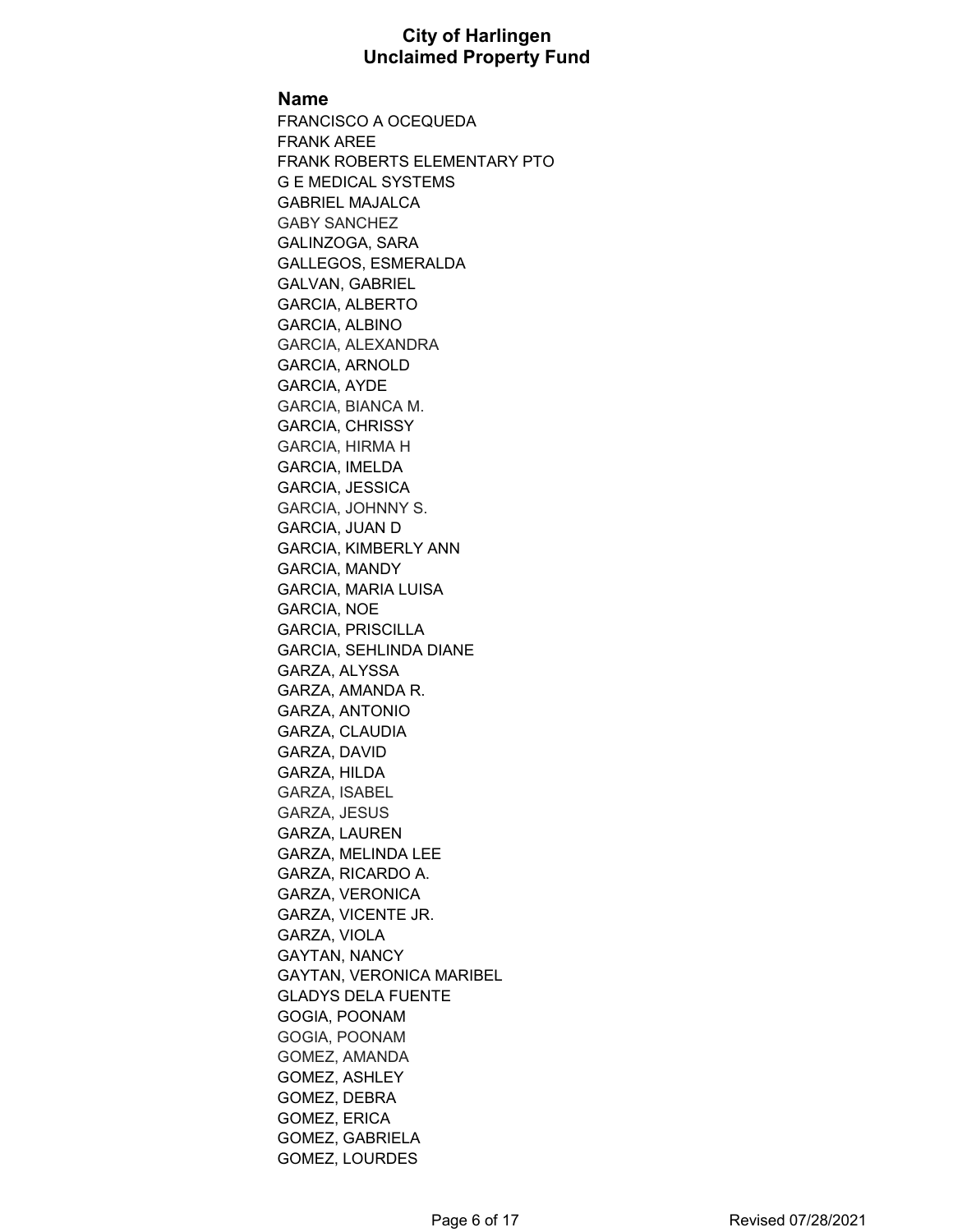# City of Harlingen
# Unclaimed Property Fund

| Name |
|---|
| FRANCISCO A OCEQUEDA |
| FRANK AREE |
| FRANK ROBERTS ELEMENTARY PTO |
| G E MEDICAL SYSTEMS |
| GABRIEL MAJALCA |
| GABY SANCHEZ |
| GALINZOGA, SARA |
| GALLEGOS, ESMERALDA |
| GALVAN, GABRIEL |
| GARCIA, ALBERTO |
| GARCIA, ALBINO |
| GARCIA, ALEXANDRA |
| GARCIA, ARNOLD |
| GARCIA, AYDE |
| GARCIA, BIANCA M. |
| GARCIA, CHRISSY |
| GARCIA, HIRMA H |
| GARCIA, IMELDA |
| GARCIA, JESSICA |
| GARCIA, JOHNNY S. |
| GARCIA, JUAN D |
| GARCIA, KIMBERLY ANN |
| GARCIA, MANDY |
| GARCIA, MARIA LUISA |
| GARCIA, NOE |
| GARCIA, PRISCILLA |
| GARCIA, SEHLINDA DIANE |
| GARZA, ALYSSA |
| GARZA, AMANDA R. |
| GARZA, ANTONIO |
| GARZA, CLAUDIA |
| GARZA, DAVID |
| GARZA, HILDA |
| GARZA, ISABEL |
| GARZA, JESUS |
| GARZA, LAUREN |
| GARZA, MELINDA LEE |
| GARZA, RICARDO A. |
| GARZA, VERONICA |
| GARZA, VICENTE JR. |
| GARZA, VIOLA |
| GAYTAN, NANCY |
| GAYTAN, VERONICA MARIBEL |
| GLADYS DELA FUENTE |
| GOGIA, POONAM |
| GOGIA, POONAM |
| GOMEZ, AMANDA |
| GOMEZ, ASHLEY |
| GOMEZ, DEBRA |
| GOMEZ, ERICA |
| GOMEZ, GABRIELA |
| GOMEZ, LOURDES |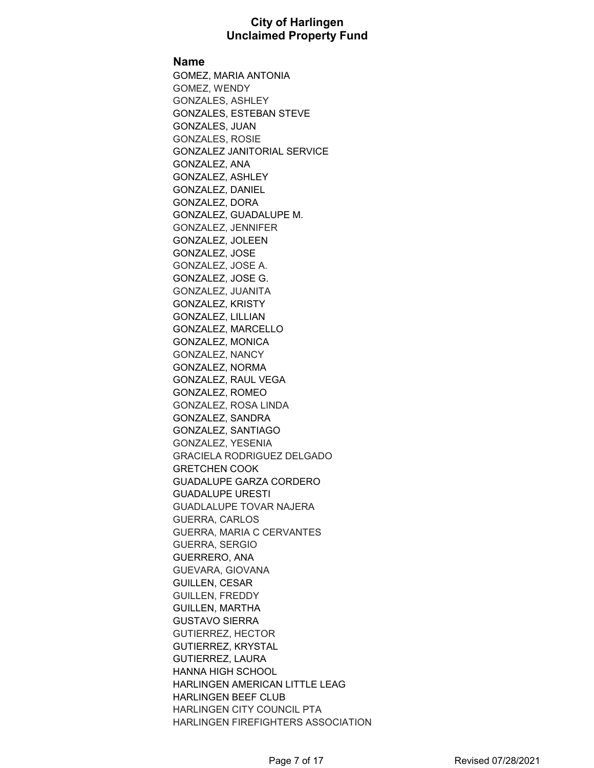# City of Harlingen
# Unclaimed Property Fund

| Name |
| --- |
| GOMEZ, MARIA ANTONIA |
| GOMEZ, WENDY |
| GONZALES, ASHLEY |
| GONZALES, ESTEBAN STEVE |
| GONZALES, JUAN |
| GONZALES, ROSIE |
| GONZALEZ JANITORIAL SERVICE |
| GONZALEZ, ANA |
| GONZALEZ, ASHLEY |
| GONZALEZ, DANIEL |
| GONZALEZ, DORA |
| GONZALEZ, GUADALUPE M. |
| GONZALEZ, JENNIFER |
| GONZALEZ, JOLEEN |
| GONZALEZ, JOSE |
| GONZALEZ, JOSE A. |
| GONZALEZ, JOSE G. |
| GONZALEZ, JUANITA |
| GONZALEZ, KRISTY |
| GONZALEZ, LILLIAN |
| GONZALEZ, MARCELLO |
| GONZALEZ, MONICA |
| GONZALEZ, NANCY |
| GONZALEZ, NORMA |
| GONZALEZ, RAUL VEGA |
| GONZALEZ, ROMEO |
| GONZALEZ, ROSA LINDA |
| GONZALEZ, SANDRA |
| GONZALEZ, SANTIAGO |
| GONZALEZ, YESENIA |
| GRACIELA RODRIGUEZ DELGADO |
| GRETCHEN COOK |
| GUADALUPE GARZA CORDERO |
| GUADALUPE URESTI |
| GUADLALUPE TOVAR NAJERA |
| GUERRA, CARLOS |
| GUERRA, MARIA C CERVANTES |
| GUERRA, SERGIO |
| GUERRERO, ANA |
| GUEVARA, GIOVANA |
| GUILLEN, CESAR |
| GUILLEN, FREDDY |
| GUILLEN, MARTHA |
| GUSTAVO SIERRA |
| GUTIERREZ, HECTOR |
| GUTIERREZ, KRYSTAL |
| GUTIERREZ, LAURA |
| HANNA HIGH SCHOOL |
| HARLINGEN AMERICAN LITTLE LEAG |
| HARLINGEN BEEF CLUB |
| HARLINGEN CITY COUNCIL PTA |
| HARLINGEN FIREFIGHTERS ASSOCIATION |

Revised 07/28/2021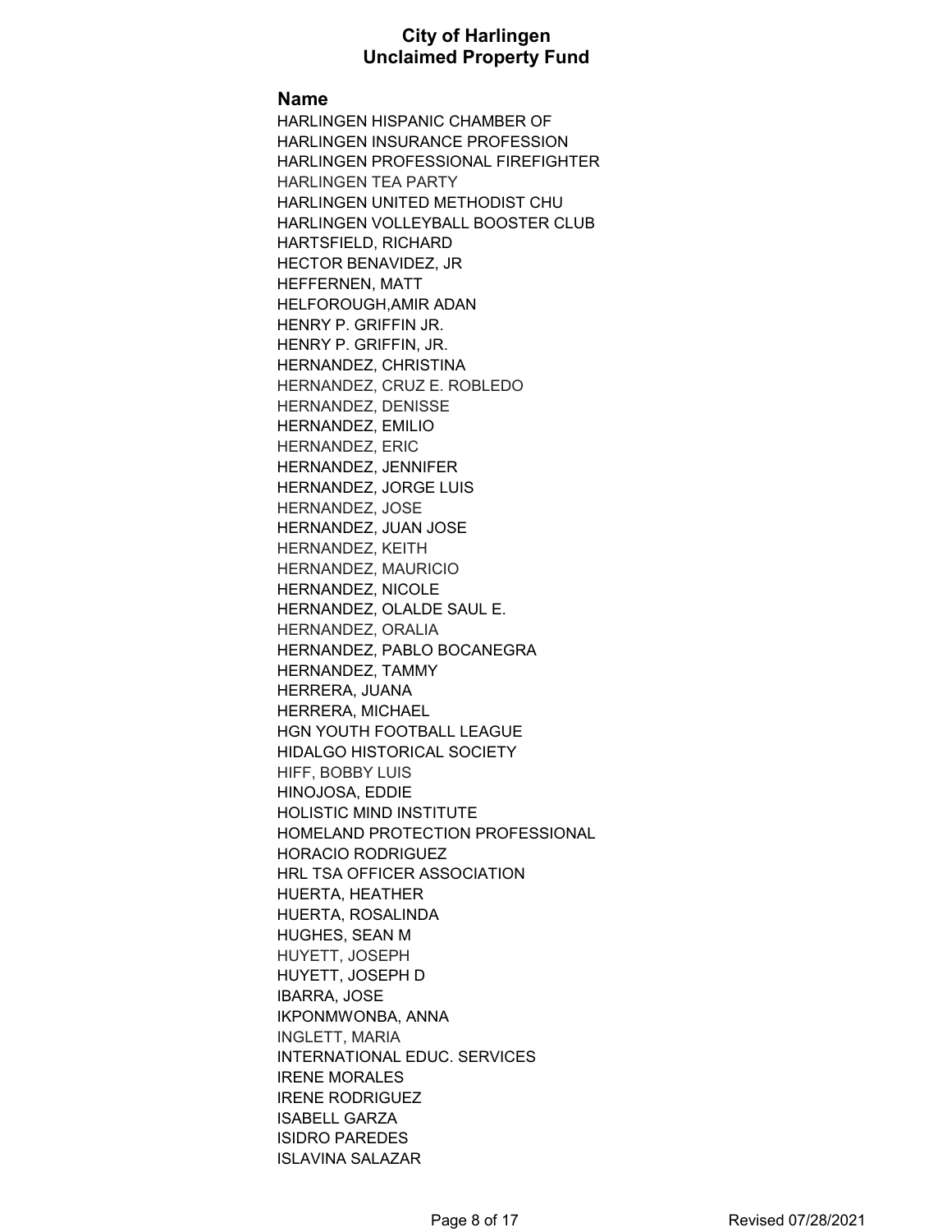# City of Harlingen
# Unclaimed Property Fund

| Name |
|---|
| HARLINGEN HISPANIC CHAMBER OF |
| HARLINGEN INSURANCE PROFESSION |
| HARLINGEN PROFESSIONAL FIREFIGHTER |
| HARLINGEN TEA PARTY |
| HARLINGEN UNITED METHODIST CHU |
| HARLINGEN VOLLEYBALL BOOSTER CLUB |
| HARTSFIELD, RICHARD |
| HECTOR BENAVIDEZ, JR |
| HEFFERNEN, MATT |
| HELFOROUGH,AMIR ADAN |
| HENRY P. GRIFFIN JR. |
| HENRY P. GRIFFIN, JR. |
| HERNANDEZ, CHRISTINA |
| HERNANDEZ, CRUZ E. ROBLEDO |
| HERNANDEZ, DENISSE |
| HERNANDEZ, EMILIO |
| HERNANDEZ, ERIC |
| HERNANDEZ, JENNIFER |
| HERNANDEZ, JORGE LUIS |
| HERNANDEZ, JOSE |
| HERNANDEZ, JUAN JOSE |
| HERNANDEZ, KEITH |
| HERNANDEZ, MAURICIO |
| HERNANDEZ, NICOLE |
| HERNANDEZ, OLALDE SAUL E. |
| HERNANDEZ, ORALIA |
| HERNANDEZ, PABLO BOCANEGRA |
| HERNANDEZ, TAMMY |
| HERRERA, JUANA |
| HERRERA, MICHAEL |
| HGN YOUTH FOOTBALL LEAGUE |
| HIDALGO HISTORICAL SOCIETY |
| HIFF, BOBBY LUIS |
| HINOJOSA, EDDIE |
| HOLISTIC MIND INSTITUTE |
| HOMELAND PROTECTION PROFESSIONAL |
| HORACIO RODRIGUEZ |
| HRL TSA OFFICER ASSOCIATION |
| HUERTA, HEATHER |
| HUERTA, ROSALINDA |
| HUGHES, SEAN M |
| HUYETT, JOSEPH |
| HUYETT, JOSEPH D |
| IBARRA, JOSE |
| IKPONMWONBA, ANNA |
| INGLETT, MARIA |
| INTERNATIONAL EDUC. SERVICES |
| IRENE MORALES |
| IRENE RODRIGUEZ |
| ISABELL GARZA |
| ISIDRO PAREDES |
| ISLAVINA SALAZAR |

Revised 07/28/2021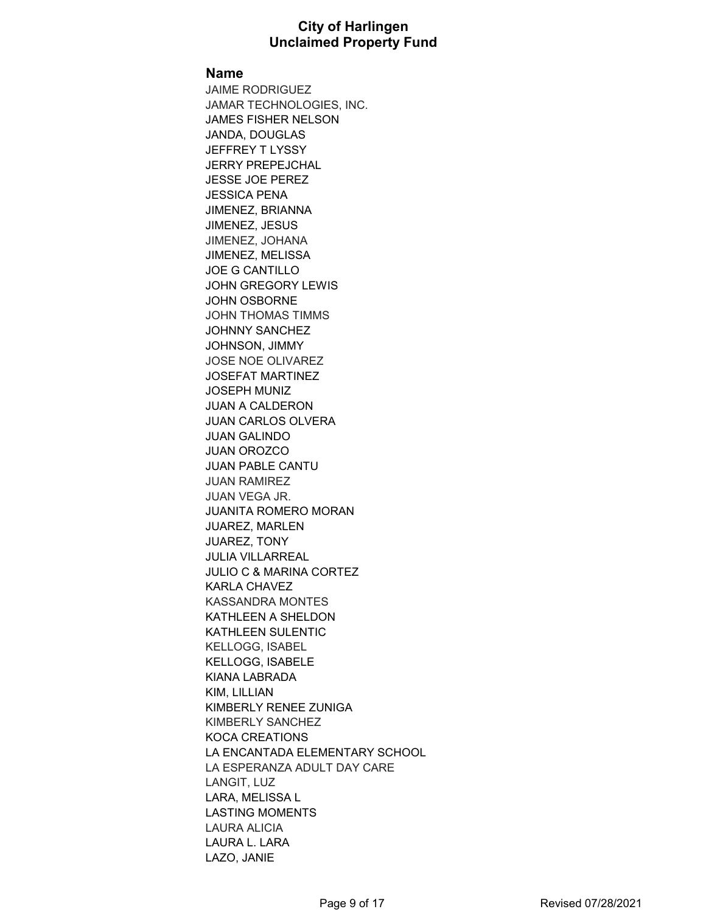# City of Harlingen
## Unclaimed Property Fund

**Name**

JAIME RODRIGUEZ
JAMAR TECHNOLOGIES, INC.
JAMES FISHER NELSON
JANDA, DOUGLAS
JEFFREY T LYSSY
JERRY PREPEJCHAL
JESSE JOE PEREZ
JESSICA PENA
JIMENEZ, BRIANNA
JIMENEZ, JESUS
JIMENEZ, JOHANA
JIMENEZ, MELISSA
JOE G CANTILLO
JOHN GREGORY LEWIS
JOHN OSBORNE
JOHN THOMAS TIMMS
JOHNNY SANCHEZ
JOHNSON, JIMMY
JOSE NOE OLIVAREZ
JOSEFAT MARTINEZ
JOSEPH MUNIZ
JUAN A CALDERON
JUAN CARLOS OLVERA
JUAN GALINDO
JUAN OROZCO
JUAN PABLE CANTU
JUAN RAMIREZ
JUAN VEGA JR.
JUANITA ROMERO MORAN
JUAREZ, MARLEN
JUAREZ, TONY
JULIA VILLARREAL
JULIO C & MARINA CORTEZ
KARLA CHAVEZ
KASSANDRA MONTES
KATHLEEN A SHELDON
KATHLEEN SULENTIC
KELLOGG, ISABEL
KELLOGG, ISABELE
KIANA LABRADA
KIM, LILLIAN
KIMBERLY RENEE ZUNIGA
KIMBERLY SANCHEZ
KOCA CREATIONS
LA ENCANTADA ELEMENTARY SCHOOL
LA ESPERANZA ADULT DAY CARE
LANGIT, LUZ
LARA, MELISSA L
LASTING MOMENTS
LAURA ALICIA
LAURA L. LARA
LAZO, JANIE

Revised 07/28/2021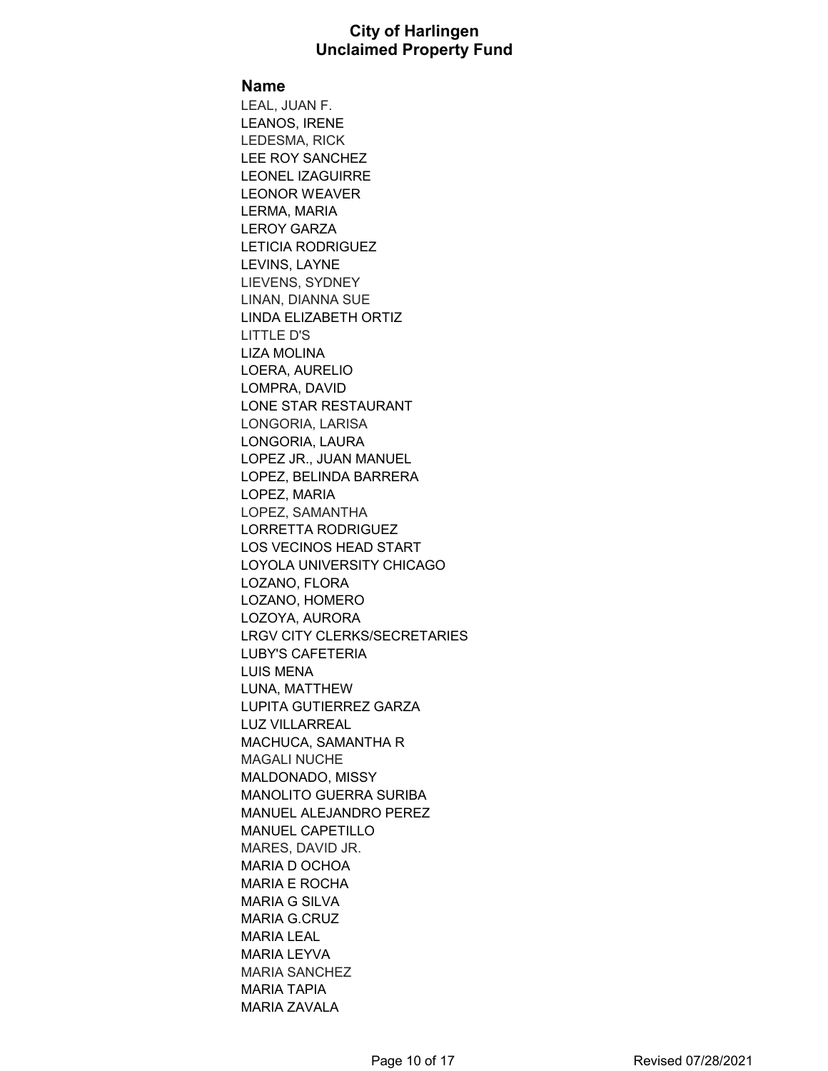# City of Harlingen
# Unclaimed Property Fund

**Name**

LEAL, JUAN F.
LEANOS, IRENE
LEDESMA, RICK
LEE ROY SANCHEZ
LEONEL IZAGUIRRE
LEONOR WEAVER
LERMA, MARIA
LEROY GARZA
LETICIA RODRIGUEZ
LEVINS, LAYNE
LIEVENS, SYDNEY
LINAN, DIANNA SUE
LINDA ELIZABETH ORTIZ
LITTLE D'S
LIZA MOLINA
LOERA, AURELIO
LOMPRA, DAVID
LONE STAR RESTAURANT
LONGORIA, LARISA
LONGORIA, LAURA
LOPEZ JR., JUAN MANUEL
LOPEZ, BELINDA BARRERA
LOPEZ, MARIA
LOPEZ, SAMANTHA
LORRETTA RODRIGUEZ
LOS VECINOS HEAD START
LOYOLA UNIVERSITY CHICAGO
LOZANO, FLORA
LOZANO, HOMERO
LOZOYA, AURORA
LRGV CITY CLERKS/SECRETARIES
LUBY'S CAFETERIA
LUIS MENA
LUNA, MATTHEW
LUPITA GUTIERREZ GARZA
LUZ VILLARREAL
MACHUCA, SAMANTHA R
MAGALI NUCHE
MALDONADO, MISSY
MANOLITO GUERRA SURIBA
MANUEL ALEJANDRO PEREZ
MANUEL CAPETILLO
MARES, DAVID JR.
MARIA D OCHOA
MARIA E ROCHA
MARIA G SILVA
MARIA G.CRUZ
MARIA LEAL
MARIA LEYVA
MARIA SANCHEZ
MARIA TAPIA
MARIA ZAVALA

Revised 07/28/2021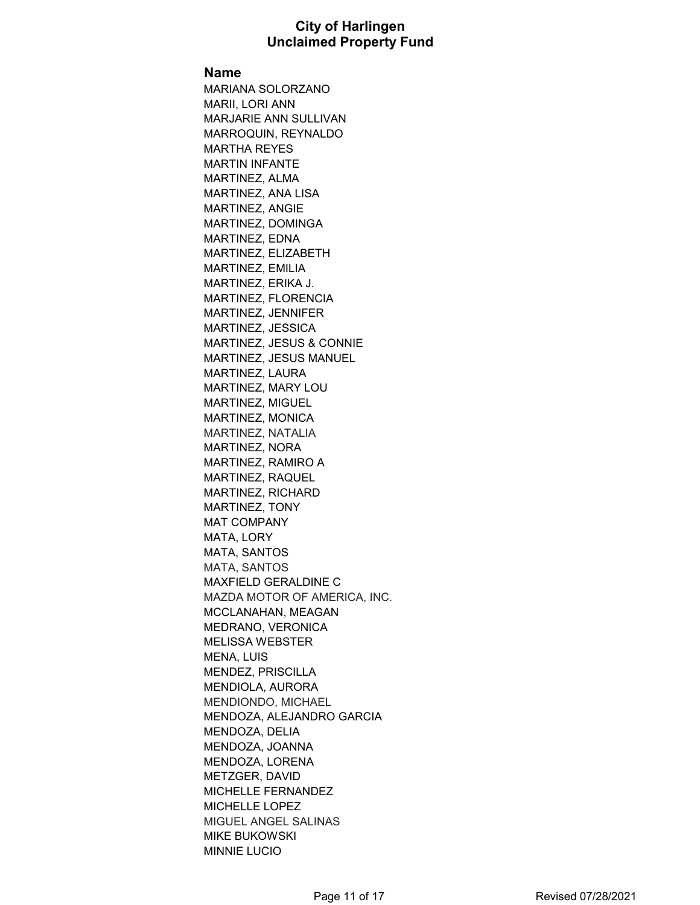# City of Harlingen
## Unclaimed Property Fund

**Name**

MARIANA SOLORZANO
MARII, LORI ANN
MARJARIE ANN SULLIVAN
MARROQUIN, REYNALDO
MARTHA REYES
MARTIN INFANTE
MARTINEZ, ALMA
MARTINEZ, ANA LISA
MARTINEZ, ANGIE
MARTINEZ, DOMINGA
MARTINEZ, EDNA
MARTINEZ, ELIZABETH
MARTINEZ, EMILIA
MARTINEZ, ERIKA J.
MARTINEZ, FLORENCIA
MARTINEZ, JENNIFER
MARTINEZ, JESSICA
MARTINEZ, JESUS & CONNIE
MARTINEZ, JESUS MANUEL
MARTINEZ, LAURA
MARTINEZ, MARY LOU
MARTINEZ, MIGUEL
MARTINEZ, MONICA
MARTINEZ, NATALIA
MARTINEZ, NORA
MARTINEZ, RAMIRO A
MARTINEZ, RAQUEL
MARTINEZ, RICHARD
MARTINEZ, TONY
MAT COMPANY
MATA, LORY
MATA, SANTOS
MATA, SANTOS
MAXFIELD GERALDINE C
MAZDA MOTOR OF AMERICA, INC.
MCCLANAHAN, MEAGAN
MEDRANO, VERONICA
MELISSA WEBSTER
MENA, LUIS
MENDEZ, PRISCILLA
MENDIOLA, AURORA
MENDIONDO, MICHAEL
MENDOZA, ALEJANDRO GARCIA
MENDOZA, DELIA
MENDOZA, JOANNA
MENDOZA, LORENA
METZGER, DAVID
MICHELLE FERNANDEZ
MICHELLE LOPEZ
MIGUEL ANGEL SALINAS
MIKE BUKOWSKI
MINNIE LUCIO

Revised 07/28/2021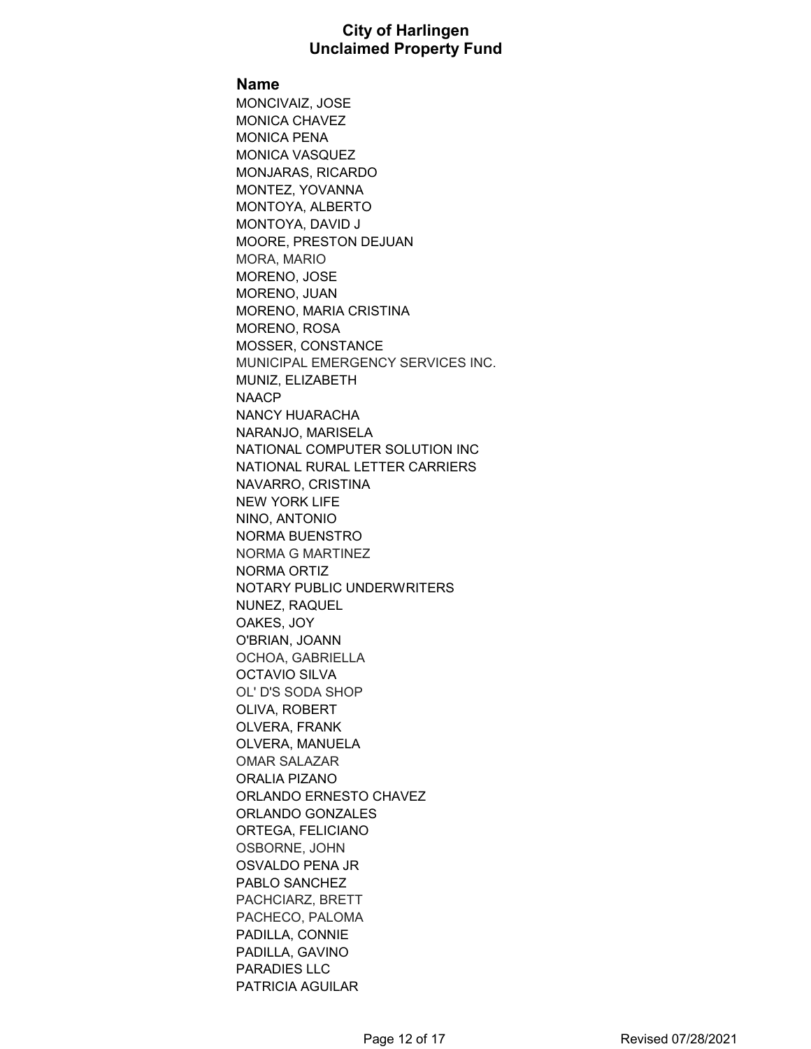# City of Harlingen
## Unclaimed Property Fund

| Name |
| --- |
| MONCIVAIZ, JOSE |
| MONICA CHAVEZ |
| MONICA PENA |
| MONICA VASQUEZ |
| MONJARAS, RICARDO |
| MONTEZ, YOVANNA |
| MONTOYA, ALBERTO |
| MONTOYA, DAVID J |
| MOORE, PRESTON DEJUAN |
| MORA, MARIO |
| MORENO, JOSE |
| MORENO, JUAN |
| MORENO, MARIA CRISTINA |
| MORENO, ROSA |
| MOSSER, CONSTANCE |
| MUNICIPAL EMERGENCY SERVICES INC. |
| MUNIZ, ELIZABETH |
| NAACP |
| NANCY HUARACHA |
| NARANJO, MARISELA |
| NATIONAL COMPUTER SOLUTION INC |
| NATIONAL RURAL LETTER CARRIERS |
| NAVARRO, CRISTINA |
| NEW YORK LIFE |
| NINO, ANTONIO |
| NORMA BUENSTRO |
| NORMA G MARTINEZ |
| NORMA ORTIZ |
| NOTARY PUBLIC UNDERWRITERS |
| NUNEZ, RAQUEL |
| OAKES, JOY |
| O'BRIAN, JOANN |
| OCHOA, GABRIELLA |
| OCTAVIO SILVA |
| OL' D'S SODA SHOP |
| OLIVA, ROBERT |
| OLVERA, FRANK |
| OLVERA, MANUELA |
| OMAR SALAZAR |
| ORALIA PIZANO |
| ORLANDO ERNESTO CHAVEZ |
| ORLANDO GONZALES |
| ORTEGA, FELICIANO |
| OSBORNE, JOHN |
| OSVALDO PENA JR |
| PABLO SANCHEZ |
| PACHCIARZ, BRETT |
| PACHECO, PALOMA |
| PADILLA, CONNIE |
| PADILLA, GAVINO |
| PARADIES LLC |
| PATRICIA AGUILAR |

Revised 07/28/2021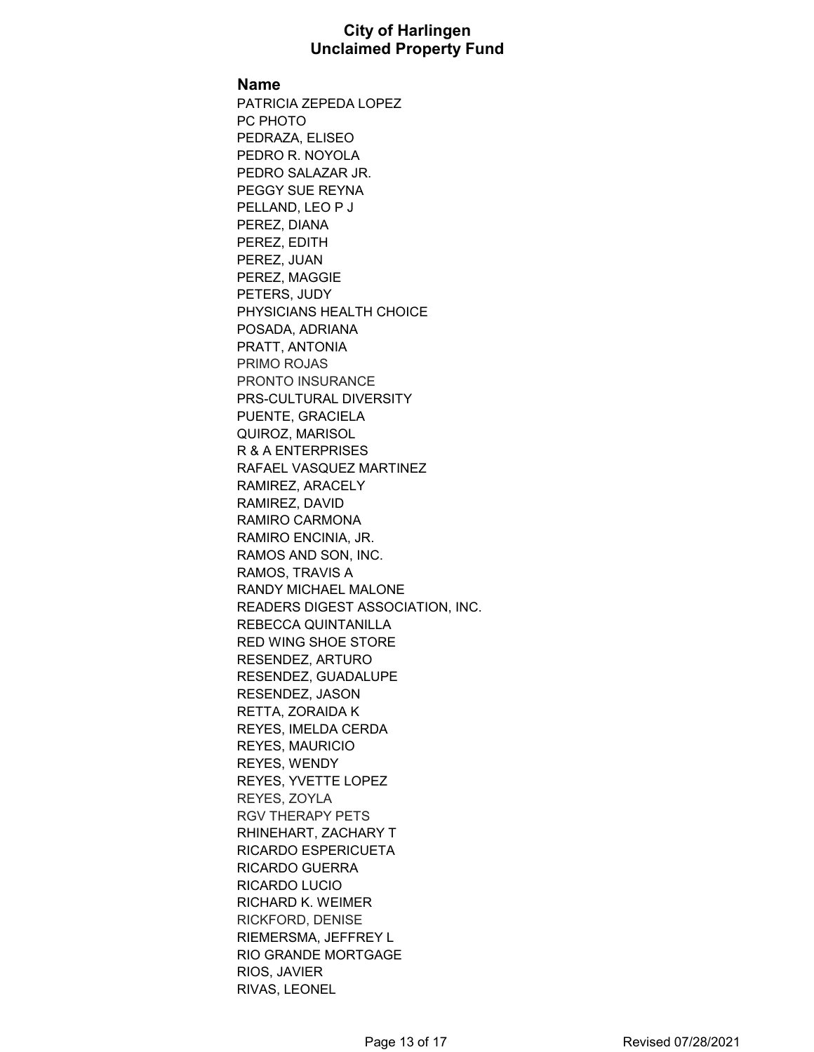# City of Harlingen
## Unclaimed Property Fund

**Name**

PATRICIA ZEPEDA LOPEZ
PC PHOTO
PEDRAZA, ELISEO
PEDRO R. NOYOLA
PEDRO SALAZAR JR.
PEGGY SUE REYNA
PELLAND, LEO P J
PEREZ, DIANA
PEREZ, EDITH
PEREZ, JUAN
PEREZ, MAGGIE
PETERS, JUDY
PHYSICIANS HEALTH CHOICE
POSADA, ADRIANA
PRATT, ANTONIA
PRIMO ROJAS
PRONTO INSURANCE
PRS-CULTURAL DIVERSITY
PUENTE, GRACIELA
QUIROZ, MARISOL
R & A ENTERPRISES
RAFAEL VASQUEZ MARTINEZ
RAMIREZ, ARACELY
RAMIREZ, DAVID
RAMIRO CARMONA
RAMIRO ENCINIA, JR.
RAMOS AND SON, INC.
RAMOS, TRAVIS A
RANDY MICHAEL MALONE
READERS DIGEST ASSOCIATION, INC.
REBECCA QUINTANILLA
RED WING SHOE STORE
RESENDEZ, ARTURO
RESENDEZ, GUADALUPE
RESENDEZ, JASON
RETTA, ZORAIDA K
REYES, IMELDA CERDA
REYES, MAURICIO
REYES, WENDY
REYES, YVETTE LOPEZ
REYES, ZOYLA
RGV THERAPY PETS
RHINEHART, ZACHARY T
RICARDO ESPERICUETA
RICARDO GUERRA
RICARDO LUCIO
RICHARD K. WEIMER
RICKFORD, DENISE
RIEMERSMA, JEFFREY L
RIO GRANDE MORTGAGE
RIOS, JAVIER
RIVAS, LEONEL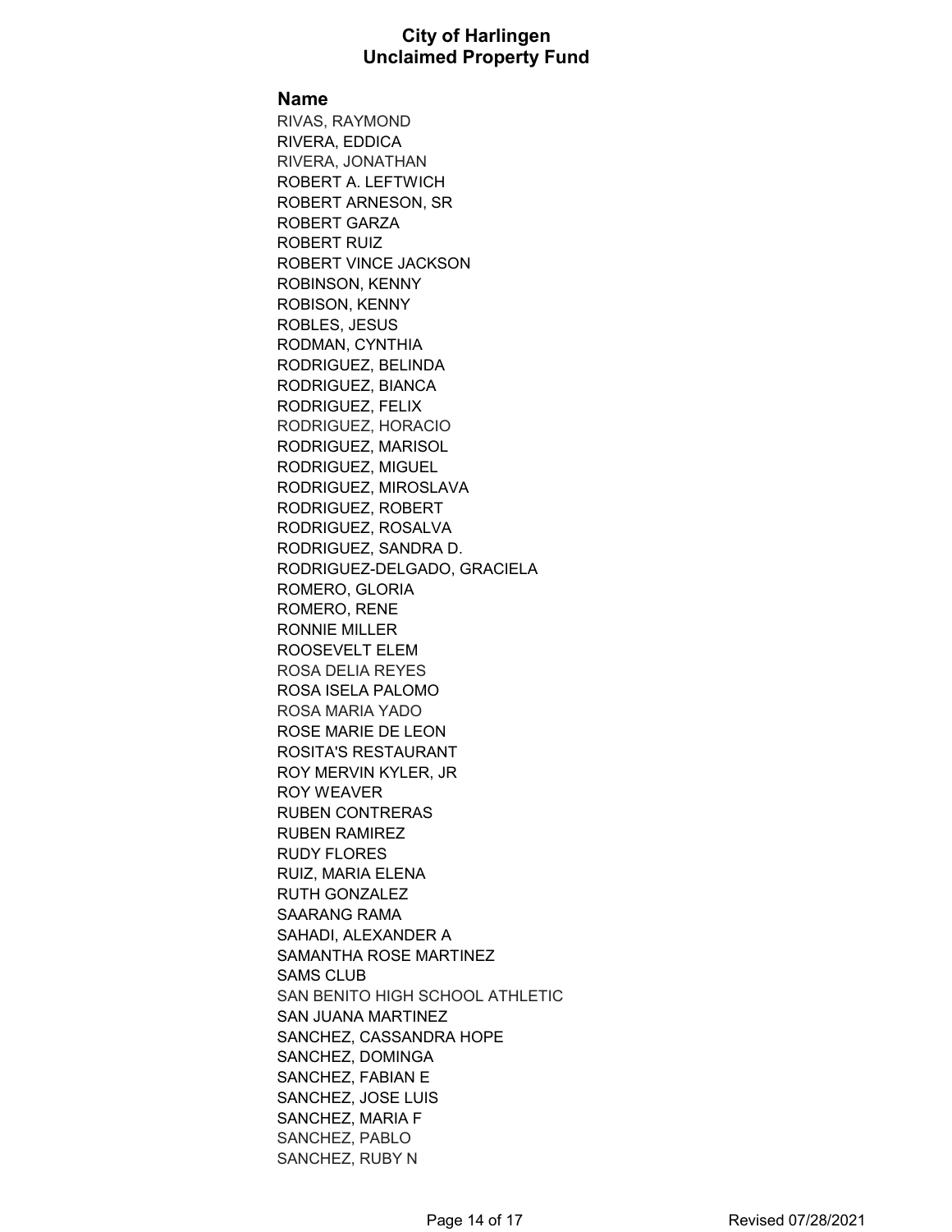# City of Harlingen
# Unclaimed Property Fund

**Name**

RIVAS, RAYMOND
RIVERA, EDDICA
RIVERA, JONATHAN
ROBERT A. LEFTWICH
ROBERT ARNESON, SR
ROBERT GARZA
ROBERT RUIZ
ROBERT VINCE JACKSON
ROBINSON, KENNY
ROBISON, KENNY
ROBLES, JESUS
RODMAN, CYNTHIA
RODRIGUEZ, BELINDA
RODRIGUEZ, BIANCA
RODRIGUEZ, FELIX
RODRIGUEZ, HORACIO
RODRIGUEZ, MARISOL
RODRIGUEZ, MIGUEL
RODRIGUEZ, MIROSLAVA
RODRIGUEZ, ROBERT
RODRIGUEZ, ROSALVA
RODRIGUEZ, SANDRA D.
RODRIGUEZ-DELGADO, GRACIELA
ROMERO, GLORIA
ROMERO, RENE
RONNIE MILLER
ROOSEVELT ELEM
ROSA DELIA REYES
ROSA ISELA PALOMO
ROSA MARIA YADO
ROSE MARIE DE LEON
ROSITA'S RESTAURANT
ROY MERVIN KYLER, JR
ROY WEAVER
RUBEN CONTRERAS
RUBEN RAMIREZ
RUDY FLORES
RUIZ, MARIA ELENA
RUTH GONZALEZ
SAARANG RAMA
SAHADI, ALEXANDER A
SAMANTHA ROSE MARTINEZ
SAMS CLUB
SAN BENITO HIGH SCHOOL ATHLETIC
SAN JUANA MARTINEZ
SANCHEZ, CASSANDRA HOPE
SANCHEZ, DOMINGA
SANCHEZ, FABIAN E
SANCHEZ, JOSE LUIS
SANCHEZ, MARIA F
SANCHEZ, PABLO
SANCHEZ, RUBY N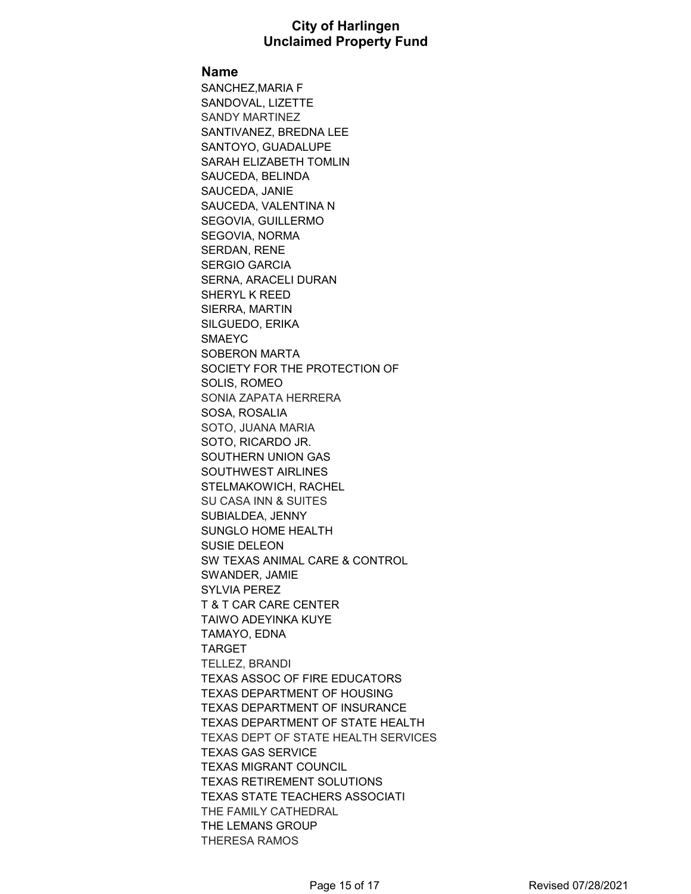# City of Harlingen
## Unclaimed Property Fund

**Name**

SANCHEZ,MARIA F
SANDOVAL, LIZETTE
SANDY MARTINEZ
SANTIVANEZ, BREDNA LEE
SANTOYO, GUADALUPE
SARAH ELIZABETH TOMLIN
SAUCEDA, BELINDA
SAUCEDA, JANIE
SAUCEDA, VALENTINA N
SEGOVIA, GUILLERMO
SEGOVIA, NORMA
SERDAN, RENE
SERGIO GARCIA
SERNA, ARACELI DURAN
SHERYL K REED
SIERRA, MARTIN
SILGUEDO, ERIKA
SMAEYC
SOBERON MARTA
SOCIETY FOR THE PROTECTION OF
SOLIS, ROMEO
SONIA ZAPATA HERRERA
SOSA, ROSALIA
SOTO, JUANA MARIA
SOTO, RICARDO JR.
SOUTHERN UNION GAS
SOUTHWEST AIRLINES
STELMAKOWICH, RACHEL
SU CASA INN & SUITES
SUBIALDEA, JENNY
SUNGLO HOME HEALTH
SUSIE DELEON
SW TEXAS ANIMAL CARE & CONTROL
SWANDER, JAMIE
SYLVIA PEREZ
T & T CAR CARE CENTER
TAIWO ADEYINKA KUYE
TAMAYO, EDNA
TARGET
TELLEZ, BRANDI
TEXAS ASSOC OF FIRE EDUCATORS
TEXAS DEPARTMENT OF HOUSING
TEXAS DEPARTMENT OF INSURANCE
TEXAS DEPARTMENT OF STATE HEALTH
TEXAS DEPT OF STATE HEALTH SERVICES
TEXAS GAS SERVICE
TEXAS MIGRANT COUNCIL
TEXAS RETIREMENT SOLUTIONS
TEXAS STATE TEACHERS ASSOCIATI
THE FAMILY CATHEDRAL
THE LEMANS GROUP
THERESA RAMOS

Revised 07/28/2021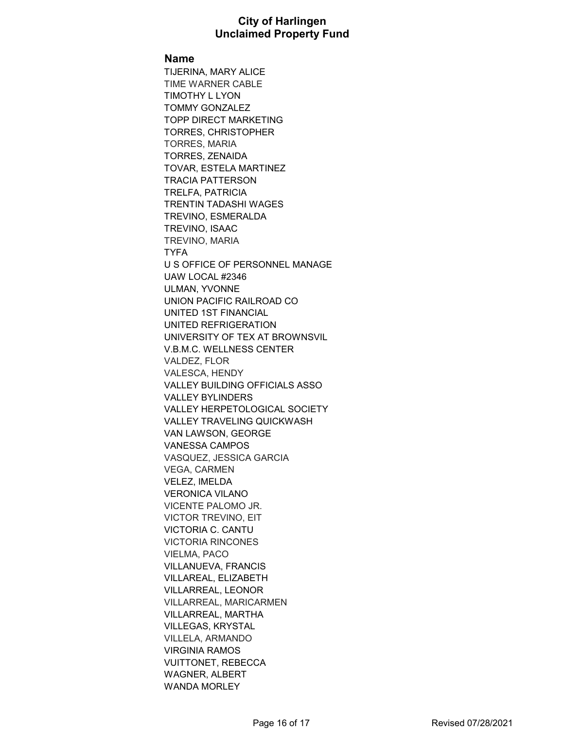# City of Harlingen
# Unclaimed Property Fund

**Name**

TIJERINA, MARY ALICE
TIME WARNER CABLE
TIMOTHY L LYON
TOMMY GONZALEZ
TOPP DIRECT MARKETING
TORRES, CHRISTOPHER
TORRES, MARIA
TORRES, ZENAIDA
TOVAR, ESTELA MARTINEZ
TRACIA PATTERSON
TRELFA, PATRICIA
TRENTIN TADASHI WAGES
TREVINO, ESMERALDA
TREVINO, ISAAC
TREVINO, MARIA
TYFA
U S OFFICE OF PERSONNEL MANAGE
UAW LOCAL #2346
ULMAN, YVONNE
UNION PACIFIC RAILROAD CO
UNITED 1ST FINANCIAL
UNITED REFRIGERATION
UNIVERSITY OF TEX AT BROWNSVIL
V.B.M.C. WELLNESS CENTER
VALDEZ, FLOR
VALESCA, HENDY
VALLEY BUILDING OFFICIALS ASSO
VALLEY BYLINDERS
VALLEY HERPETOLOGICAL SOCIETY
VALLEY TRAVELING QUICKWASH
VAN LAWSON, GEORGE
VANESSA CAMPOS
VASQUEZ, JESSICA GARCIA
VEGA, CARMEN
VELEZ, IMELDA
VERONICA VILANO
VICENTE PALOMO JR.
VICTOR TREVINO, EIT
VICTORIA C. CANTU
VICTORIA RINCONES
VIELMA, PACO
VILLANUEVA, FRANCIS
VILLAREAL, ELIZABETH
VILLARREAL, LEONOR
VILLARREAL, MARICARMEN
VILLARREAL, MARTHA
VILLEGAS, KRYSTAL
VILLELA, ARMANDO
VIRGINIA RAMOS
VUITTONET, REBECCA
WAGNER, ALBERT
WANDA MORLEY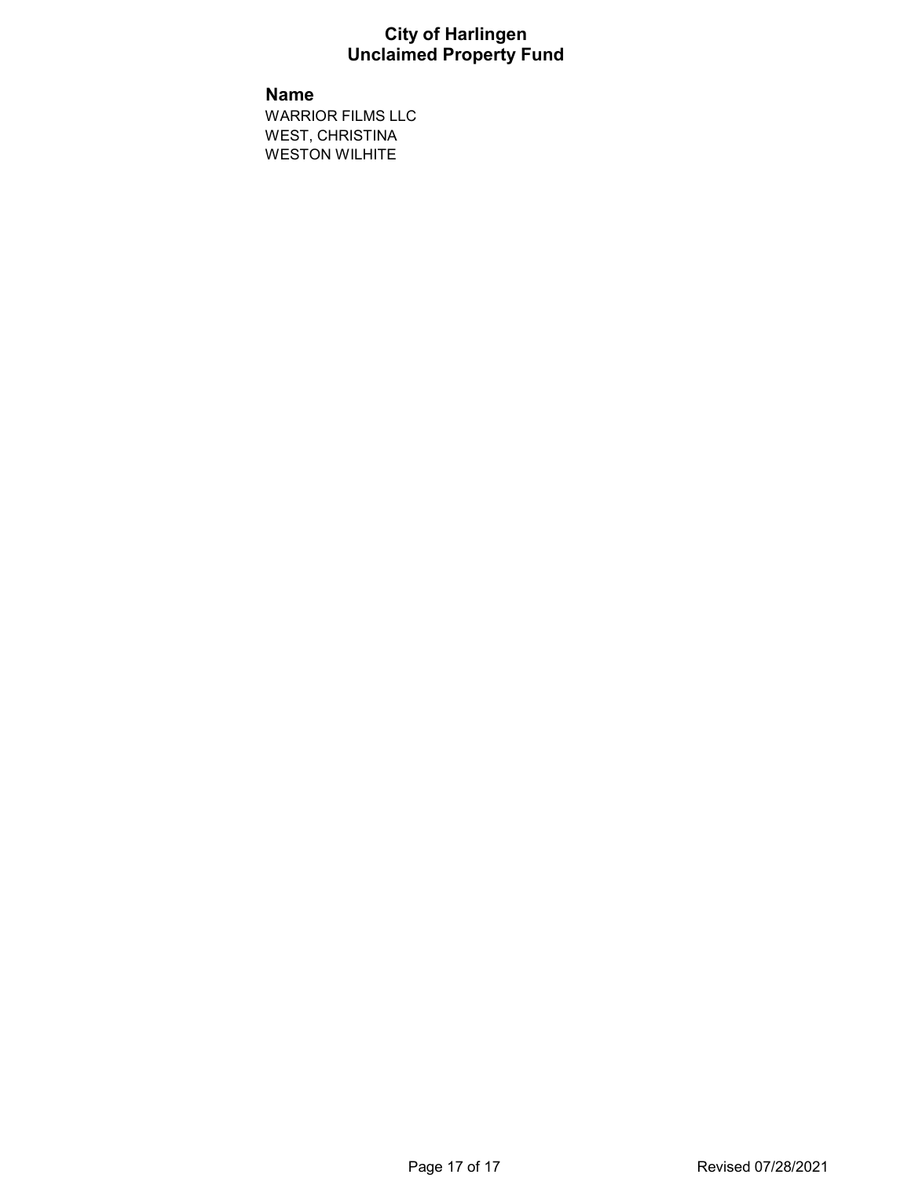# City of Harlingen
# Unclaimed Property Fund

| Name |
|---|
| WARRIOR FILMS LLC |
| WEST, CHRISTINA |
| WESTON WILHITE |

Revised 07/28/2021